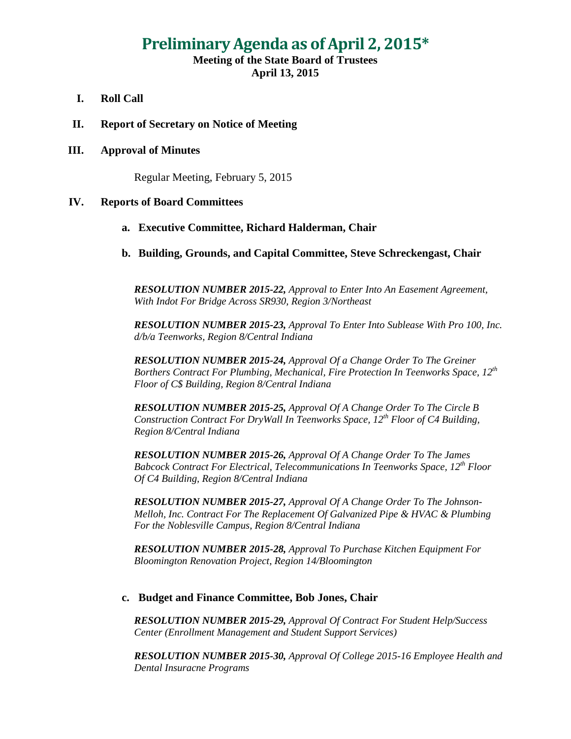# Preliminary Agenda as of April 2, 2015*

**Meeting of the State Board of Trustees**
**April 13, 2015**

**I. Roll Call**

**II. Report of Secretary on Notice of Meeting**

**III. Approval of Minutes**

Regular Meeting, February 5, 2015

**IV. Reports of Board Committees**

**a. Executive Committee, Richard Halderman, Chair**

**b. Building, Grounds, and Capital Committee, Steve Schreckengast, Chair**

***RESOLUTION NUMBER 2015-22,*** *Approval to Enter Into An Easement Agreement, With Indot For Bridge Across SR930, Region 3/Northeast*

***RESOLUTION NUMBER 2015-23,*** *Approval To Enter Into Sublease With Pro 100, Inc. d/b/a Teenworks, Region 8/Central Indiana*

***RESOLUTION NUMBER 2015-24,*** *Approval Of a Change Order To The Greiner Borthers Contract For Plumbing, Mechanical, Fire Protection In Teenworks Space, 12th Floor of C$ Building, Region 8/Central Indiana*

***RESOLUTION NUMBER 2015-25,*** *Approval Of A Change Order To The Circle B Construction Contract For DryWall In Teenworks Space, 12th Floor of C4 Building, Region 8/Central Indiana*

***RESOLUTION NUMBER 2015-26,*** *Approval Of A Change Order To The James Babcock Contract For Electrical, Telecommunications In Teenworks Space, 12th Floor Of C4 Building, Region 8/Central Indiana*

***RESOLUTION NUMBER 2015-27,*** *Approval Of A Change Order To The Johnson-Melloh, Inc. Contract For The Replacement Of Galvanized Pipe & HVAC & Plumbing For the Noblesville Campus, Region 8/Central Indiana*

***RESOLUTION NUMBER 2015-28,*** *Approval To Purchase Kitchen Equipment For Bloomington Renovation Project, Region 14/Bloomington*

**c. Budget and Finance Committee, Bob Jones, Chair**

***RESOLUTION NUMBER 2015-29,*** *Approval Of Contract For Student Help/Success Center (Enrollment Management and Student Support Services)*

***RESOLUTION NUMBER 2015-30,*** *Approval Of College 2015-16 Employee Health and Dental Insuracne Programs*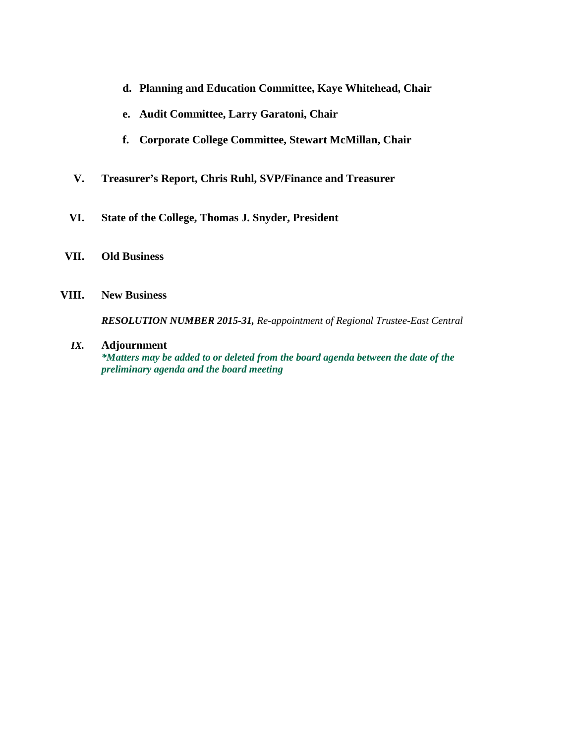d. **Planning and Education Committee, Kaye Whitehead, Chair**

e. **Audit Committee, Larry Garatoni, Chair**

f. **Corporate College Committee, Stewart McMillan, Chair**

**V. Treasurer's Report, Chris Ruhl, SVP/Finance and Treasurer**

**VI. State of the College, Thomas J. Snyder, President**

**VII. Old Business**

**VIII. New Business**

***RESOLUTION NUMBER 2015-31,*** *Re-appointment of Regional Trustee-East Central*

***IX.*** **Adjournment**

***\*Matters may be added to or deleted from the board agenda between the date of the preliminary agenda and the board meeting***